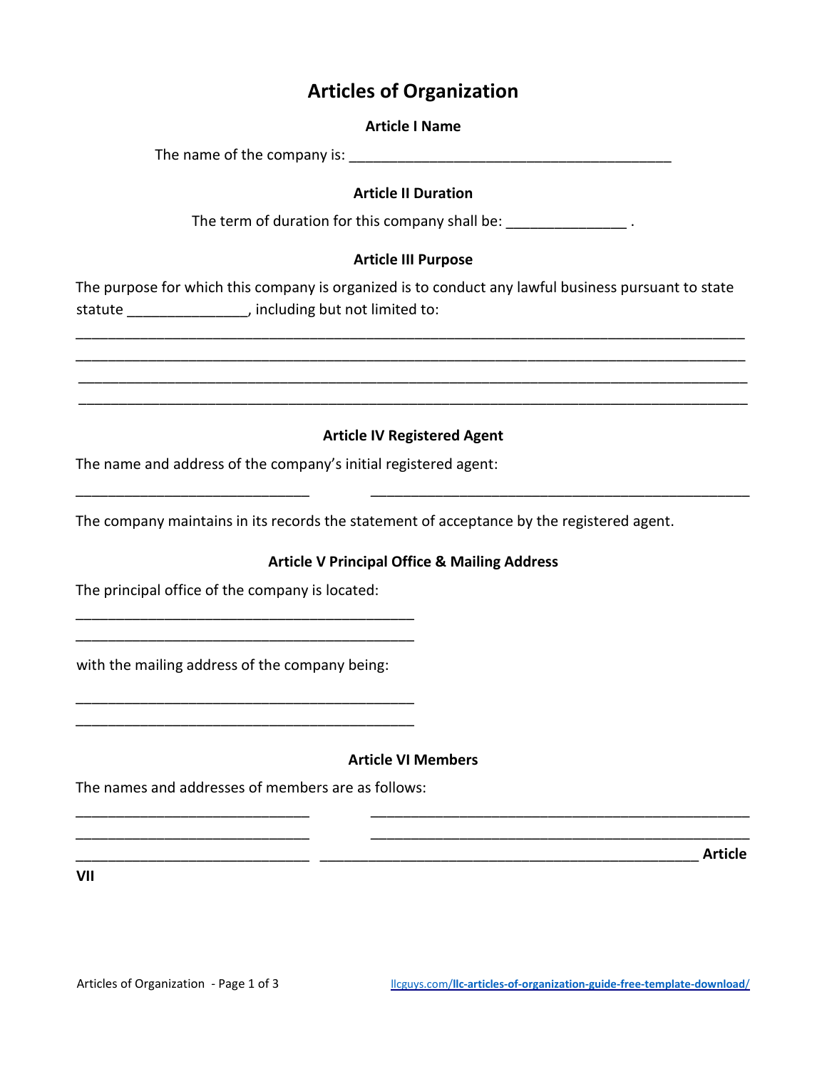# Articles of Organization

## Article I Name

The name of the company is: ________________________________________

## Article II Duration

The term of duration for this company shall be: ______________ .

## Article III Purpose

The purpose for which this company is organized is to conduct any lawful business pursuant to state statute ______________, including but not limited to:

___________________________________________________________________________________
___________________________________________________________________________________
___________________________________________________________________________________
___________________________________________________________________________________

## Article IV Registered Agent

The name and address of the company's initial registered agent:

_____________________________ _______________________________________________

The company maintains in its records the statement of acceptance by the registered agent.

## Article V Principal Office & Mailing Address

The principal office of the company is located:

__________________________________________
__________________________________________

with the mailing address of the company being:

__________________________________________
__________________________________________

## Article VI Members

The names and addresses of members are as follows:

_____________________________ _______________________________________________
_____________________________ _______________________________________________
_____________________________ _______________________________________________ **Article VII**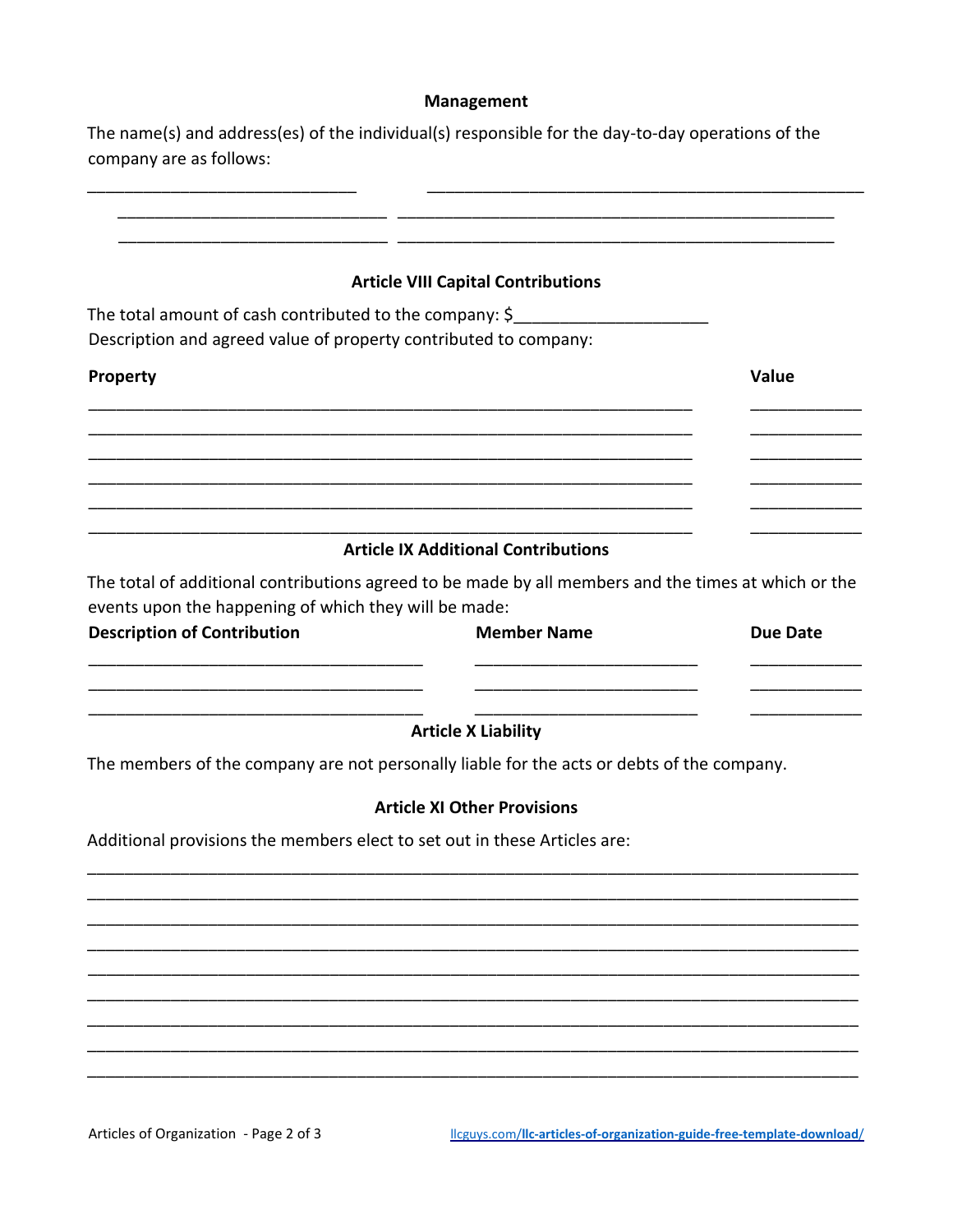### Management

The name(s) and address(es) of the individual(s) responsible for the day-to-day operations of the company are as follows:

_____________________________ ________________________________________________

_____________________________ ________________________________________________

_____________________________ ________________________________________________

### Article VIII Capital Contributions

The total amount of cash contributed to the company: $_____________________

Description and agreed value of property contributed to company:

| Property | Value |
| --- | --- |
| ________________________________________________________________ | ____________ |
| ________________________________________________________________ | ____________ |
| ________________________________________________________________ | ____________ |
| ________________________________________________________________ | ____________ |
| ________________________________________________________________ | ____________ |
| ________________________________________________________________ | ____________ |

### Article IX Additional Contributions

The total of additional contributions agreed to be made by all members and the times at which or the events upon the happening of which they will be made:

| Description of Contribution | Member Name | Due Date |
| --- | --- | --- |
| ____________________________________ | ________________________ | ____________ |
| ____________________________________ | ________________________ | ____________ |
| ____________________________________ | ________________________ | ____________ |

### Article X Liability

The members of the company are not personally liable for the acts or debts of the company.

### Article XI Other Provisions

Additional provisions the members elect to set out in these Articles are:

__________________________________________________________________________________

__________________________________________________________________________________

__________________________________________________________________________________

__________________________________________________________________________________

__________________________________________________________________________________

__________________________________________________________________________________

__________________________________________________________________________________

__________________________________________________________________________________

__________________________________________________________________________________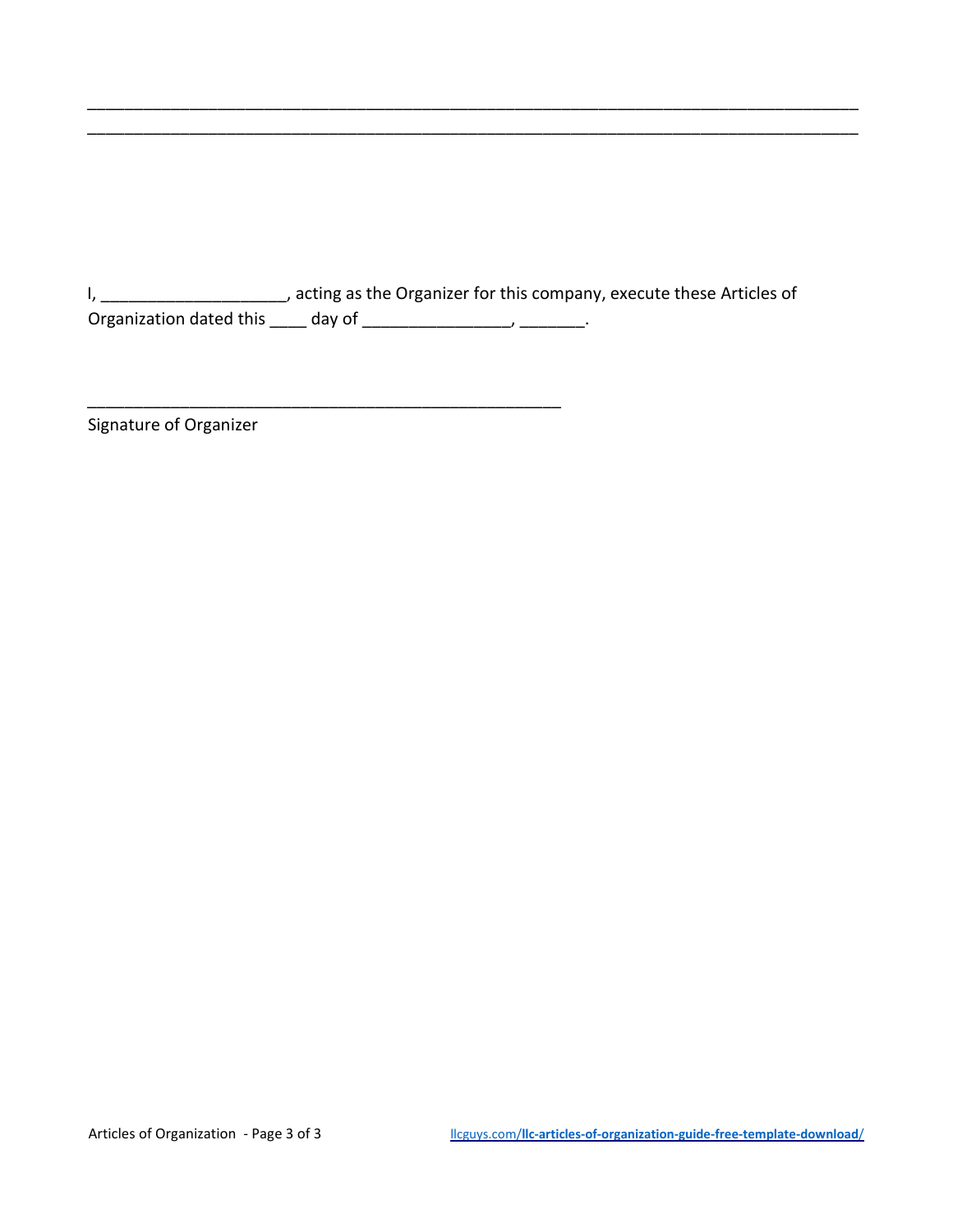\_\_\_\_\_\_\_\_\_\_\_\_\_\_\_\_\_\_\_\_\_\_\_\_\_\_\_\_\_\_\_\_\_\_\_\_\_\_\_\_\_\_\_\_\_\_\_\_\_\_\_\_\_\_\_\_\_\_\_\_\_\_\_\_\_\_\_\_\_\_\_\_\_\_\_\_\_\_\_\_\_\_\_\_\_\_\_\_\_\_

\_\_\_\_\_\_\_\_\_\_\_\_\_\_\_\_\_\_\_\_\_\_\_\_\_\_\_\_\_\_\_\_\_\_\_\_\_\_\_\_\_\_\_\_\_\_\_\_\_\_\_\_\_\_\_\_\_\_\_\_\_\_\_\_\_\_\_\_\_\_\_\_\_\_\_\_\_\_\_\_\_\_\_\_\_\_\_\_\_\_

I, \_\_\_\_\_\_\_\_\_\_\_\_\_\_\_\_\_\_\_\_, acting as the Organizer for this company, execute these Articles of Organization dated this \_\_\_\_ day of \_\_\_\_\_\_\_\_\_\_\_\_\_\_\_\_, \_\_\_\_\_\_\_.

\_\_\_\_\_\_\_\_\_\_\_\_\_\_\_\_\_\_\_\_\_\_\_\_\_\_\_\_\_\_\_\_\_\_\_\_\_\_\_\_\_\_\_\_\_\_\_\_\_\_\_\_\_

Signature of Organizer

Articles of Organization llcguys.com/**llc-articles-of-organization-guide-free-template-download/**